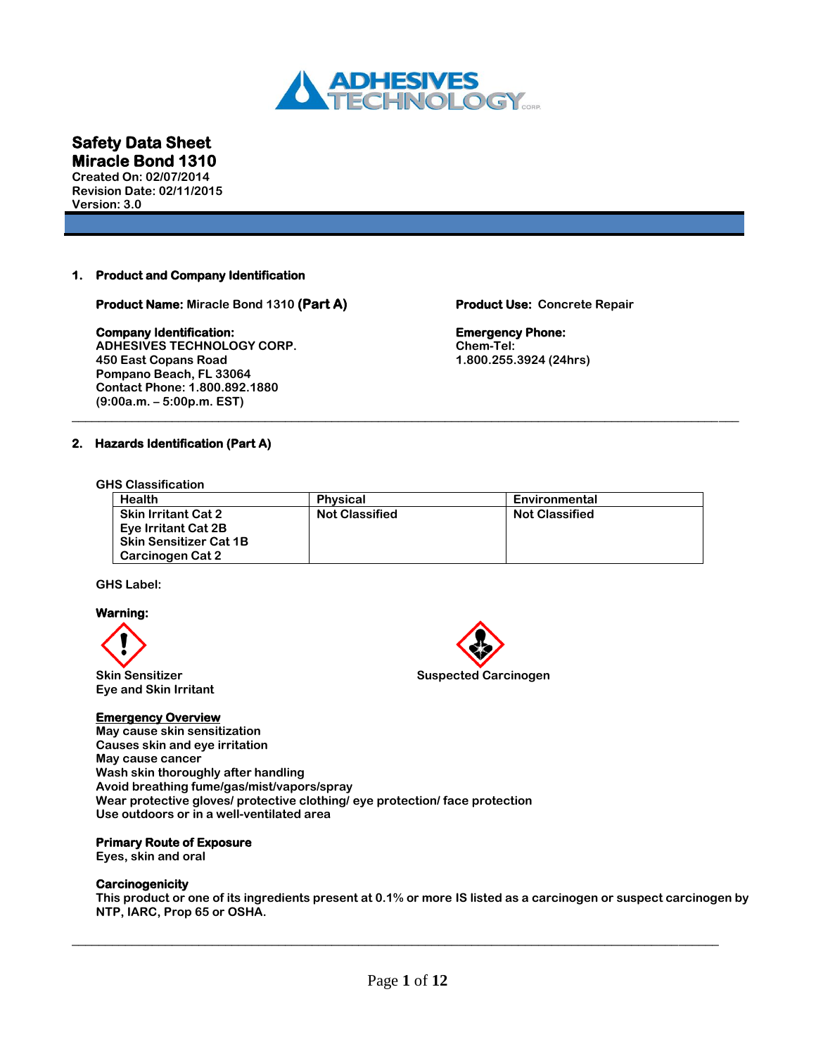# Safety Data Sheet
## Miracle Bond 1310

**Created On: 02/07/2014**
**Revision Date: 02/11/2015**
**Version: 3.0**

### 1. Product and Company Identification

**Product Name:** Miracle Bond 1310 **(Part A)**

**Product Use:** Concrete Repair

**Company Identification:**
**ADHESIVES TECHNOLOGY CORP.**
**450 East Copans Road**
**Pompano Beach, FL 33064**
**Contact Phone: 1.800.892.1880**
**(9:00a.m. – 5:00p.m. EST)**

**Emergency Phone:**
**Chem-Tel:**
**1.800.255.3924 (24hrs)**

### 2. Hazards Identification (Part A)

**GHS Classification**

| Health | Physical | Environmental |
|---|---|---|
| Skin Irritant Cat 2<br>Eye Irritant Cat 2B<br>Skin Sensitizer Cat 1B<br>Carcinogen Cat 2 | Not Classified | Not Classified |

**GHS Label:**

**Warning:**

Skin Sensitizer
Eye and Skin Irritant

Suspected Carcinogen

**Emergency Overview**
May cause skin sensitization
Causes skin and eye irritation
May cause cancer
Wash skin thoroughly after handling
Avoid breathing fume/gas/mist/vapors/spray
Wear protective gloves/ protective clothing/ eye protection/ face protection
Use outdoors or in a well-ventilated area

**Primary Route of Exposure**
Eyes, skin and oral

**Carcinogenicity**
This product or one of its ingredients present at 0.1% or more IS listed as a carcinogen or suspect carcinogen by NTP, IARC, Prop 65 or OSHA.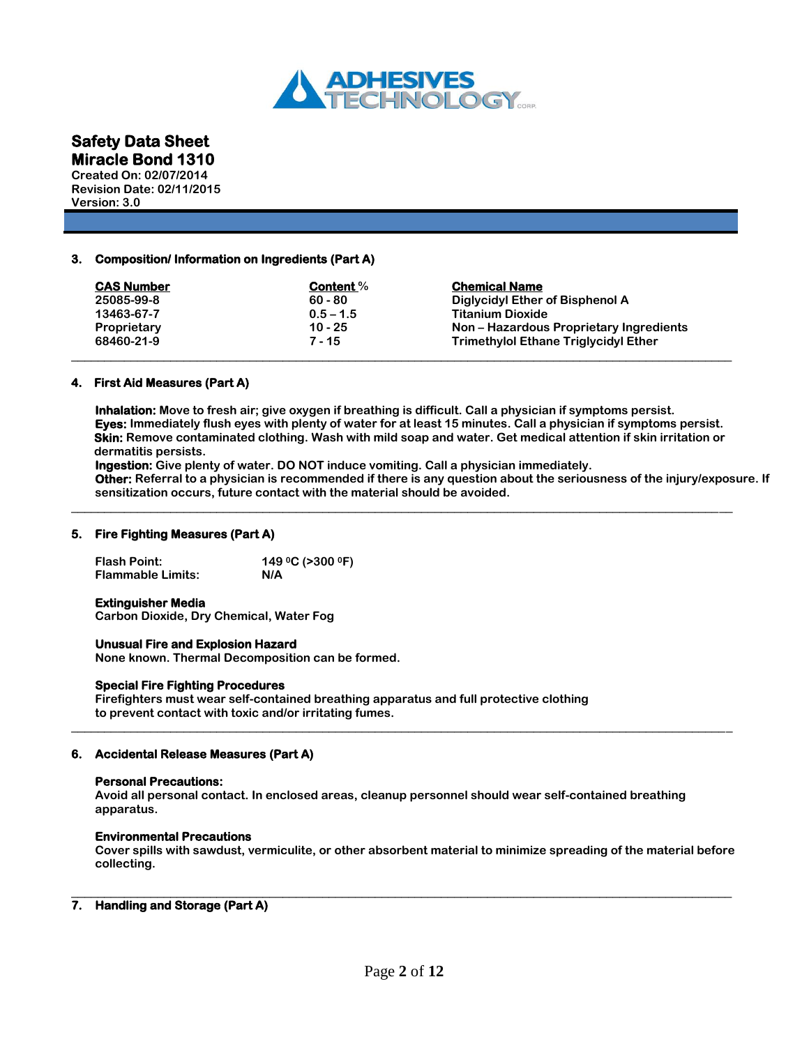# Safety Data Sheet
## Miracle Bond 1310

**Created On: 02/07/2014**
**Revision Date: 02/11/2015**
**Version: 3.0**

---

### 3. Composition/ Information on Ingredients (Part A)

| CAS Number | Content % | Chemical Name |
|---|---|---|
| 25085-99-8 | 60 - 80 | Diglycidyl Ether of Bisphenol A |
| 13463-67-7 | 0.5 – 1.5 | Titanium Dioxide |
| Proprietary | 10 - 25 | Non – Hazardous Proprietary Ingredients |
| 68460-21-9 | 7 - 15 | Trimethylol Ethane Triglycidyl Ether |

---

### 4. First Aid Measures (Part A)

**Inhalation:** Move to fresh air; give oxygen if breathing is difficult. Call a physician if symptoms persist.
**Eyes:** Immediately flush eyes with plenty of water for at least 15 minutes. Call a physician if symptoms persist.
**Skin:** Remove contaminated clothing. Wash with mild soap and water. Get medical attention if skin irritation or dermatitis persists.
**Ingestion:** Give plenty of water. DO NOT induce vomiting. Call a physician immediately.
**Other:** Referral to a physician is recommended if there is any question about the seriousness of the injury/exposure. If sensitization occurs, future contact with the material should be avoided.

---

### 5. Fire Fighting Measures (Part A)

**Flash Point:** 149 $^0$C (>300 $^0$F)
**Flammable Limits:** N/A

**Extinguisher Media**
Carbon Dioxide, Dry Chemical, Water Fog

**Unusual Fire and Explosion Hazard**
None known. Thermal Decomposition can be formed.

**Special Fire Fighting Procedures**
Firefighters must wear self-contained breathing apparatus and full protective clothing to prevent contact with toxic and/or irritating fumes.

---

### 6. Accidental Release Measures (Part A)

**Personal Precautions:**
Avoid all personal contact. In enclosed areas, cleanup personnel should wear self-contained breathing apparatus.

**Environmental Precautions**
Cover spills with sawdust, vermiculite, or other absorbent material to minimize spreading of the material before collecting.

---

### 7. Handling and Storage (Part A)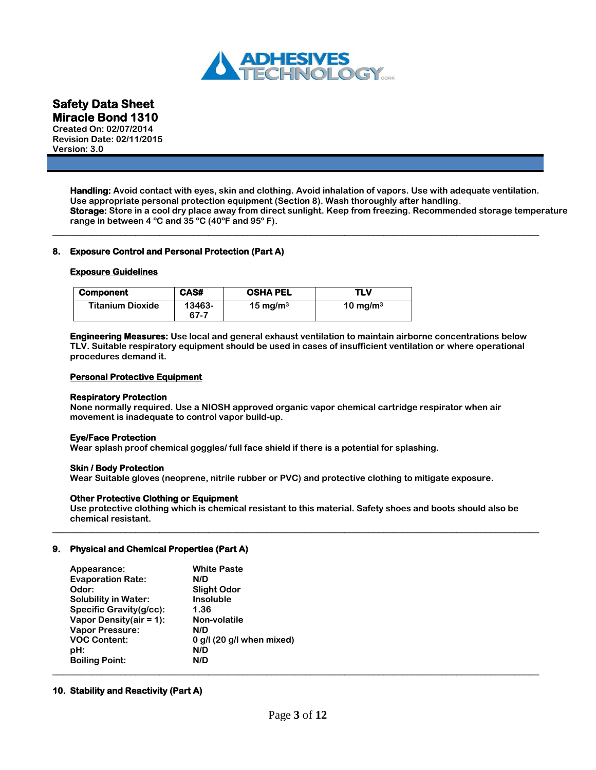**Handling:** Avoid contact with eyes, skin and clothing. Avoid inhalation of vapors. Use with adequate ventilation. Use appropriate personal protection equipment (Section 8). Wash thoroughly after handling.
**Storage:** Store in a cool dry place away from direct sunlight. Keep from freezing. Recommended storage temperature range in between 4 ºC and 35 ºC (40ºF and 95º F).

---

## 8. Exposure Control and Personal Protection (Part A)

### Exposure Guidelines

| Component | CAS# | OSHA PEL | TLV |
|---|---|---|---|
| Titanium Dioxide | 13463-67-7 | 15 mg/m³ | 10 mg/m³ |

**Engineering Measures:** Use local and general exhaust ventilation to maintain airborne concentrations below TLV. Suitable respiratory equipment should be used in cases of insufficient ventilation or where operational procedures demand it.

### Personal Protective Equipment

**Respiratory Protection**
None normally required. Use a NIOSH approved organic vapor chemical cartridge respirator when air movement is inadequate to control vapor build-up.

**Eye/Face Protection**
Wear splash proof chemical goggles/ full face shield if there is a potential for splashing.

**Skin / Body Protection**
Wear Suitable gloves (neoprene, nitrile rubber or PVC) and protective clothing to mitigate exposure.

**Other Protective Clothing or Equipment**
Use protective clothing which is chemical resistant to this material. Safety shoes and boots should also be chemical resistant.

---

## 9. Physical and Chemical Properties (Part A)

| | |
|---|---|
| Appearance: | White Paste |
| Evaporation Rate: | N/D |
| Odor: | Slight Odor |
| Solubility in Water: | Insoluble |
| Specific Gravity(g/cc): | 1.36 |
| Vapor Density(air = 1): | Non-volatile |
| Vapor Pressure: | N/D |
| VOC Content: | 0 g/l (20 g/l when mixed) |
| pH: | N/D |
| Boiling Point: | N/D |

---

## 10. Stability and Reactivity (Part A)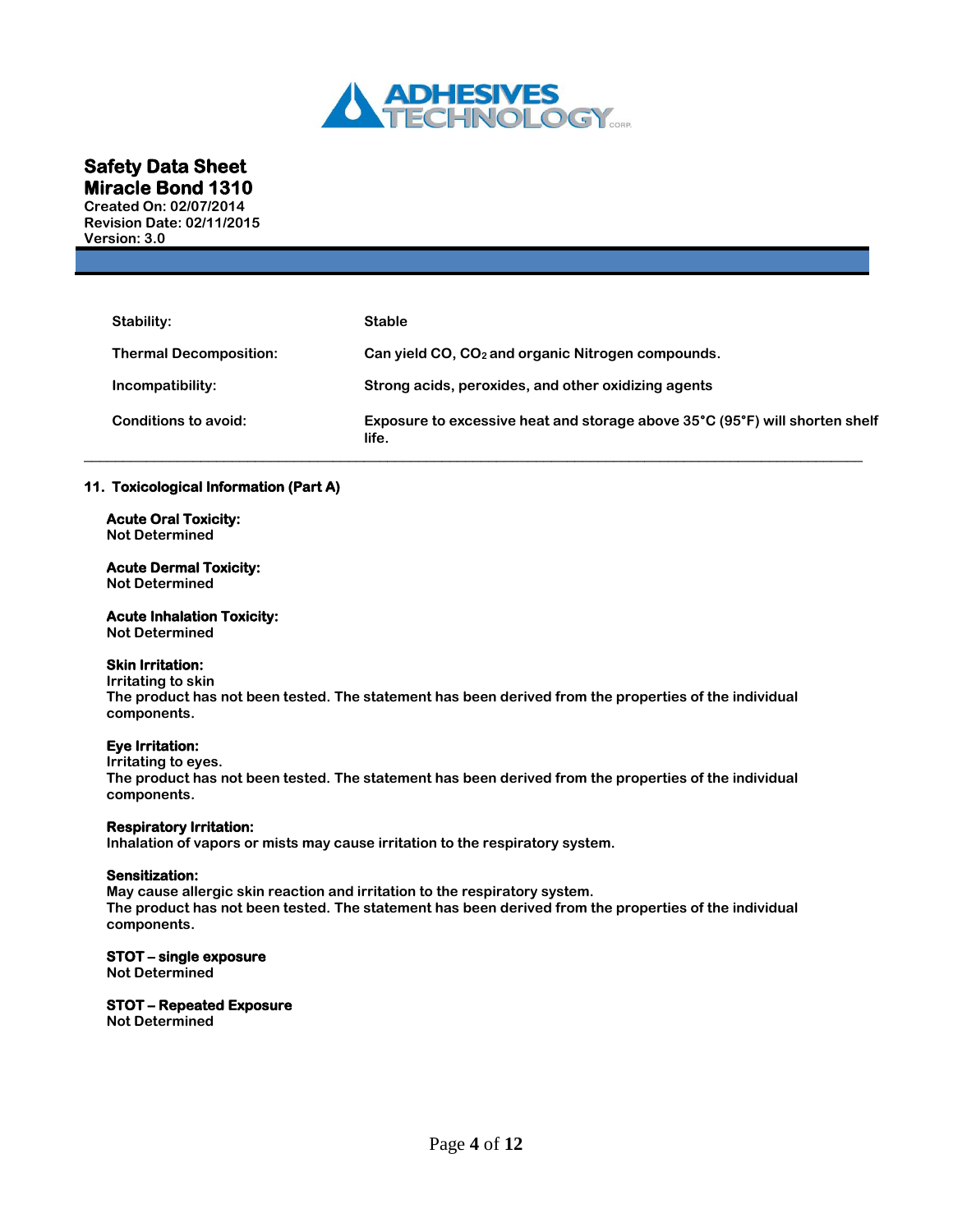# Safety Data Sheet

## Miracle Bond 1310

**Created On: 02/07/2014**
**Revision Date: 02/11/2015**
**Version: 3.0**

| | |
|---|---|
| **Stability:** | **Stable** |
| **Thermal Decomposition:** | **Can yield CO, $CO_2$ and organic Nitrogen compounds.** |
| **Incompatibility:** | **Strong acids, peroxides, and other oxidizing agents** |
| **Conditions to avoid:** | **Exposure to excessive heat and storage above 35°C (95°F) will shorten shelf life.** |

## 11. Toxicological Information (Part A)

**Acute Oral Toxicity:**
Not Determined

**Acute Dermal Toxicity:**
Not Determined

**Acute Inhalation Toxicity:**
Not Determined

**Skin Irritation:**
Irritating to skin
The product has not been tested. The statement has been derived from the properties of the individual components.

**Eye Irritation:**
Irritating to eyes.
The product has not been tested. The statement has been derived from the properties of the individual components.

**Respiratory Irritation:**
Inhalation of vapors or mists may cause irritation to the respiratory system.

**Sensitization:**
May cause allergic skin reaction and irritation to the respiratory system.
The product has not been tested. The statement has been derived from the properties of the individual components.

**STOT – single exposure**
Not Determined

**STOT – Repeated Exposure**
Not Determined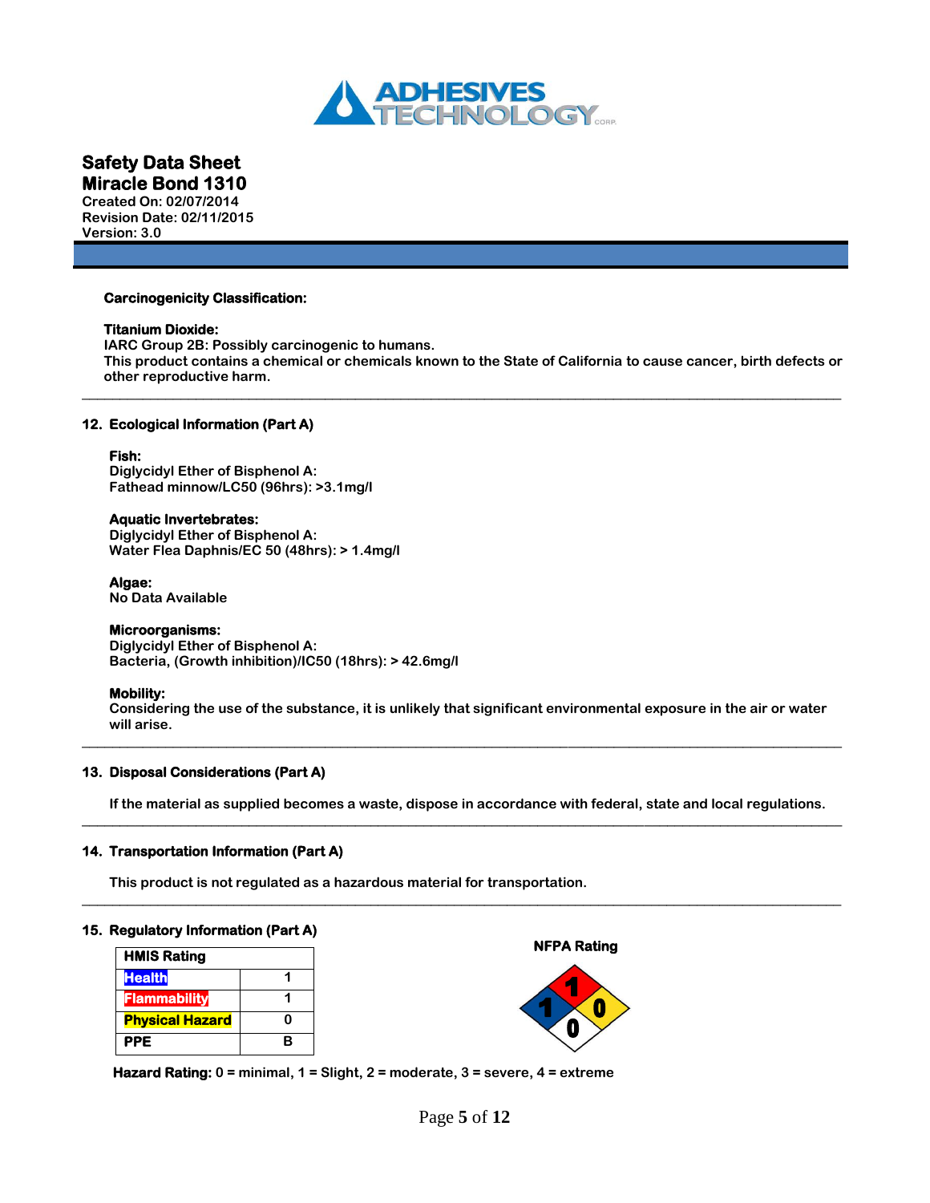**Carcinogenicity Classification:**

**Titanium Dioxide:**
IARC Group 2B: Possibly carcinogenic to humans.
This product contains a chemical or chemicals known to the State of California to cause cancer, birth defects or other reproductive harm.

---

## 12. Ecological Information (Part A)

**Fish:**
Diglycidyl Ether of Bisphenol A:
Fathead minnow/LC50 (96hrs): >3.1mg/l

**Aquatic Invertebrates:**
Diglycidyl Ether of Bisphenol A:
Water Flea Daphnis/EC 50 (48hrs): > 1.4mg/l

**Algae:**
No Data Available

**Microorganisms:**
Diglycidyl Ether of Bisphenol A:
Bacteria, (Growth inhibition)/IC50 (18hrs): > 42.6mg/l

**Mobility:**
Considering the use of the substance, it is unlikely that significant environmental exposure in the air or water will arise.

---

## 13. Disposal Considerations (Part A)

If the material as supplied becomes a waste, dispose in accordance with federal, state and local regulations.

---

## 14. Transportation Information (Part A)

This product is not regulated as a hazardous material for transportation.

---

## 15. Regulatory Information (Part A)

| HMIS Rating | |
|---|---|
| Health | 1 |
| Flammability | 1 |
| Physical Hazard | 0 |
| PPE | B |

**NFPA Rating**

| Health | Flammability | Instability | Special |
|---|---|---|---|
| 1 | 1 | 0 | 0 |

**Hazard Rating:** 0 = minimal, 1 = Slight, 2 = moderate, 3 = severe, 4 = extreme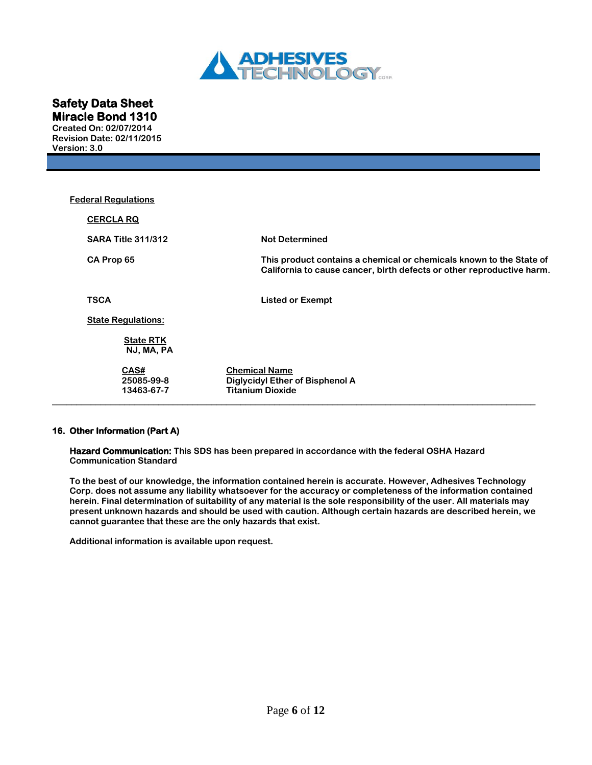**Safety Data Sheet**
**Miracle Bond 1310**
**Created On: 02/07/2014**
**Revision Date: 02/11/2015**
**Version: 3.0**

**Federal Regulations**

**CERCLA RQ**

| | |
|---|---|
| **SARA Title 311/312** | **Not Determined** |
| **CA Prop 65** | **This product contains a chemical or chemicals known to the State of California to cause cancer, birth defects or other reproductive harm.** |
| **TSCA** | **Listed or Exempt** |

**State Regulations:**

**State RTK**
**NJ, MA, PA**

| CAS# | Chemical Name |
|---|---|
| 25085-99-8 | Diglycidyl Ether of Bisphenol A |
| 13463-67-7 | Titanium Dioxide |

---

## 16. Other Information (Part A)

**Hazard Communication:** This SDS has been prepared in accordance with the federal OSHA Hazard Communication Standard

To the best of our knowledge, the information contained herein is accurate. However, Adhesives Technology Corp. does not assume any liability whatsoever for the accuracy or completeness of the information contained herein. Final determination of suitability of any material is the sole responsibility of the user. All materials may present unknown hazards and should be used with caution. Although certain hazards are described herein, we cannot guarantee that these are the only hazards that exist.

Additional information is available upon request.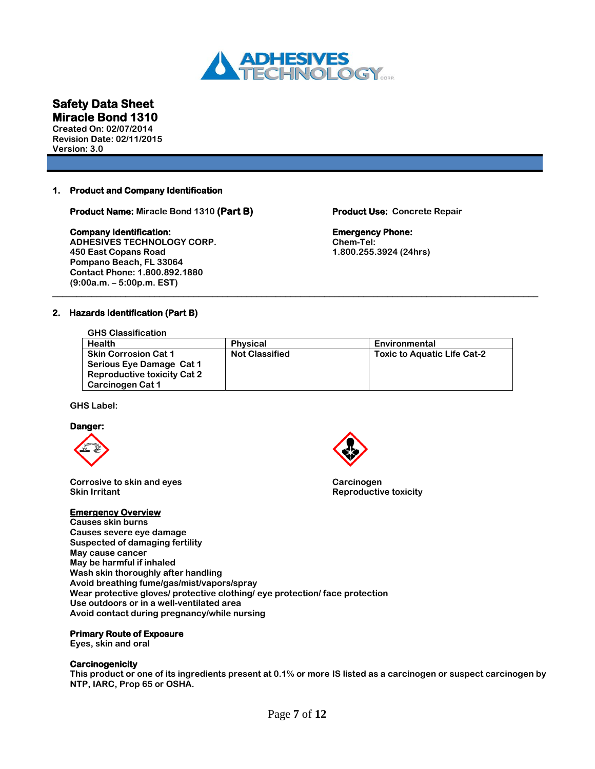# Safety Data Sheet

## Miracle Bond 1310

**Created On: 02/07/2014**
**Revision Date: 02/11/2015**
**Version: 3.0**

### 1. Product and Company Identification

**Product Name:** Miracle Bond 1310 **(Part B)**

**Product Use:** Concrete Repair

**Company Identification:**
ADHESIVES TECHNOLOGY CORP.
450 East Copans Road
Pompano Beach, FL 33064
Contact Phone: 1.800.892.1880
(9:00a.m. – 5:00p.m. EST)

**Emergency Phone:**
Chem-Tel:
1.800.255.3924 (24hrs)

### 2. Hazards Identification (Part B)

GHS Classification

| Health | Physical | Environmental |
|---|---|---|
| Skin Corrosion Cat 1<br>Serious Eye Damage Cat 1<br>Reproductive toxicity Cat 2<br>Carcinogen Cat 1 | Not Classified | Toxic to Aquatic Life Cat-2 |

GHS Label:

**Danger:**

Corrosive to skin and eyes
Skin Irritant

Carcinogen
Reproductive toxicity

**Emergency Overview**
Causes skin burns
Causes severe eye damage
Suspected of damaging fertility
May cause cancer
May be harmful if inhaled
Wash skin thoroughly after handling
Avoid breathing fume/gas/mist/vapors/spray
Wear protective gloves/ protective clothing/ eye protection/ face protection
Use outdoors or in a well-ventilated area
Avoid contact during pregnancy/while nursing

**Primary Route of Exposure**
Eyes, skin and oral

**Carcinogenicity**
This product or one of its ingredients present at 0.1% or more IS listed as a carcinogen or suspect carcinogen by NTP, IARC, Prop 65 or OSHA.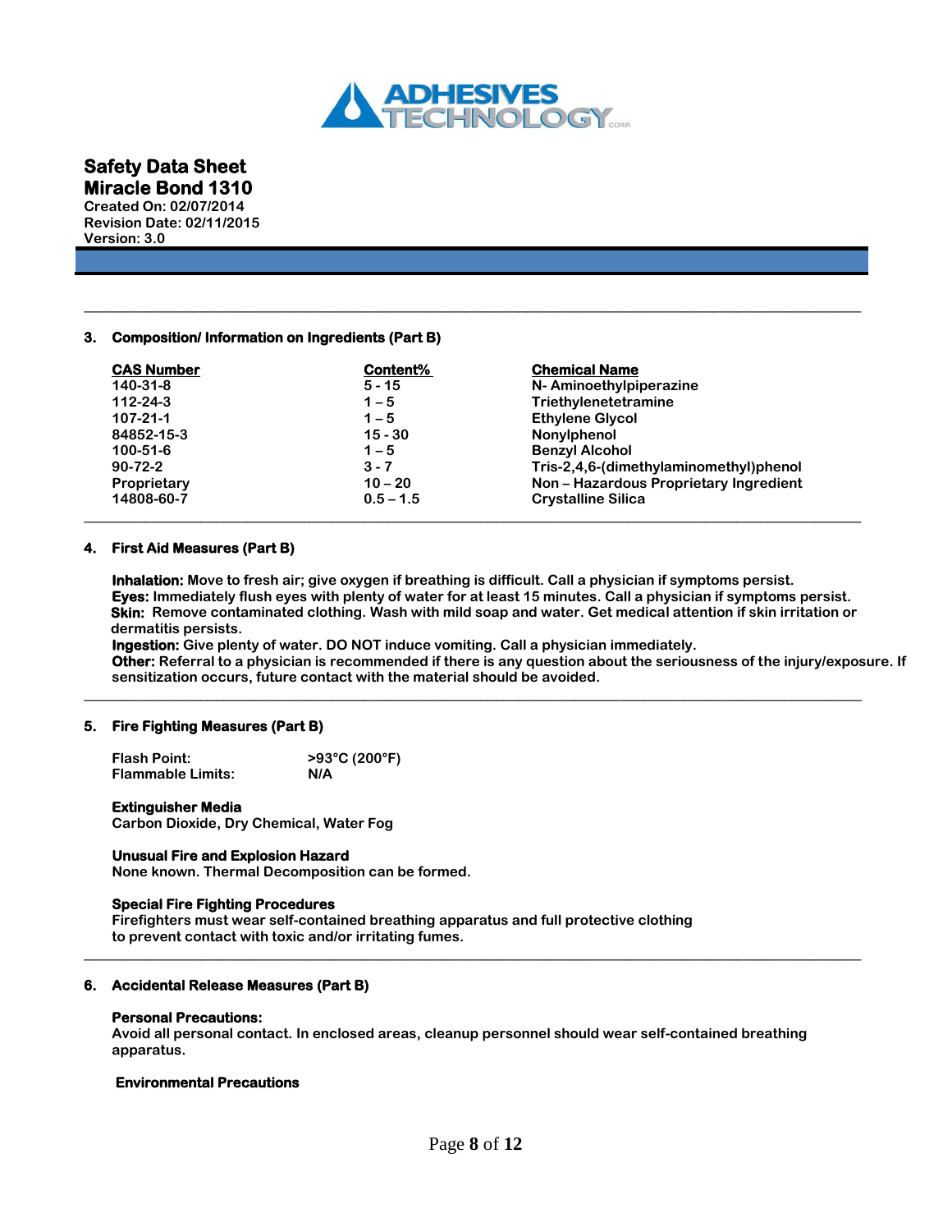# Safety Data Sheet

## Miracle Bond 1310

**Created On: 02/07/2014**
**Revision Date: 02/11/2015**
**Version: 3.0**

---

### 3. Composition/ Information on Ingredients (Part B)

| CAS Number | Content% | Chemical Name |
|---|---|---|
| 140-31-8 | 5 - 15 | N- Aminoethylpiperazine |
| 112-24-3 | 1 – 5 | Triethylenetetramine |
| 107-21-1 | 1 – 5 | Ethylene Glycol |
| 84852-15-3 | 15 - 30 | Nonylphenol |
| 100-51-6 | 1 – 5 | Benzyl Alcohol |
| 90-72-2 | 3 - 7 | Tris-2,4,6-(dimethylaminomethyl)phenol |
| Proprietary | 10 – 20 | Non – Hazardous Proprietary Ingredient |
| 14808-60-7 | 0.5 – 1.5 | Crystalline Silica |

---

### 4. First Aid Measures (Part B)

**Inhalation:** Move to fresh air; give oxygen if breathing is difficult. Call a physician if symptoms persist.
**Eyes:** Immediately flush eyes with plenty of water for at least 15 minutes. Call a physician if symptoms persist.
**Skin:** Remove contaminated clothing. Wash with mild soap and water. Get medical attention if skin irritation or dermatitis persists.
**Ingestion:** Give plenty of water. DO NOT induce vomiting. Call a physician immediately.
**Other:** Referral to a physician is recommended if there is any question about the seriousness of the injury/exposure. If sensitization occurs, future contact with the material should be avoided.

---

### 5. Fire Fighting Measures (Part B)

| | |
|---|---|
| Flash Point: | >93°C (200°F) |
| Flammable Limits: | N/A |

**Extinguisher Media**
Carbon Dioxide, Dry Chemical, Water Fog

**Unusual Fire and Explosion Hazard**
None known. Thermal Decomposition can be formed.

**Special Fire Fighting Procedures**
Firefighters must wear self-contained breathing apparatus and full protective clothing to prevent contact with toxic and/or irritating fumes.

---

### 6. Accidental Release Measures (Part B)

**Personal Precautions:**
Avoid all personal contact. In enclosed areas, cleanup personnel should wear self-contained breathing apparatus.

**Environmental Precautions**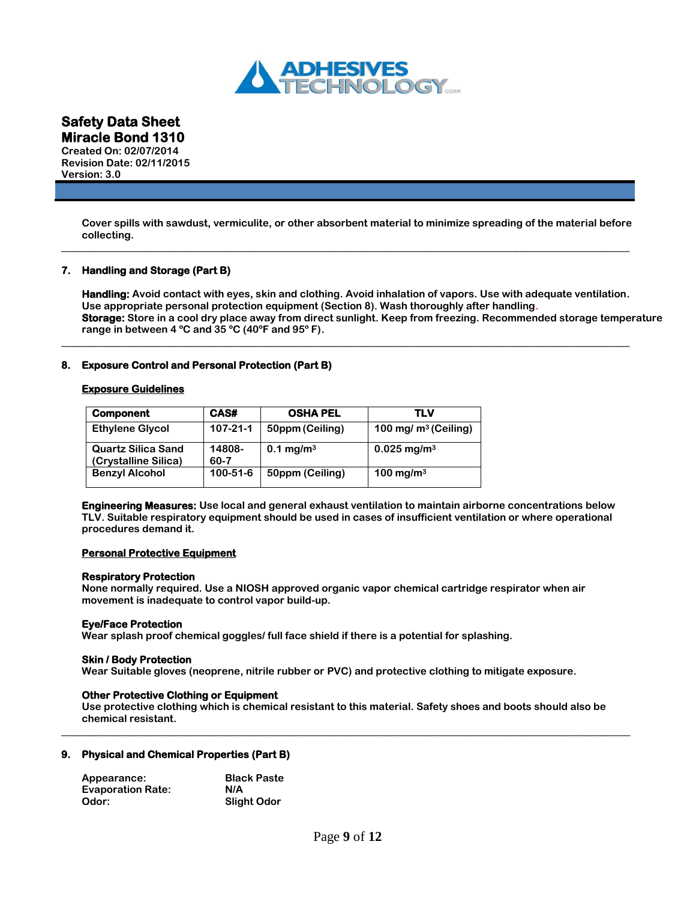Cover spills with sawdust, vermiculite, or other absorbent material to minimize spreading of the material before collecting.

---

## 7. Handling and Storage (Part B)

**Handling:** Avoid contact with eyes, skin and clothing. Avoid inhalation of vapors. Use with adequate ventilation. Use appropriate personal protection equipment (Section 8). Wash thoroughly after handling.
**Storage:** Store in a cool dry place away from direct sunlight. Keep from freezing. Recommended storage temperature range in between 4 ºC and 35 ºC (40ºF and 95º F).

---

## 8. Exposure Control and Personal Protection (Part B)

**Exposure Guidelines**

| Component | CAS# | OSHA PEL | TLV |
|---|---|---|---|
| Ethylene Glycol | 107-21-1 | 50ppm (Ceiling) | 100 mg/ $m^3$ (Ceiling) |
| Quartz Silica Sand (Crystalline Silica) | 14808-60-7 | 0.1 mg/$m^3$ | 0.025 mg/$m^3$ |
| Benzyl Alcohol | 100-51-6 | 50ppm (Ceiling) | 100 mg/$m^3$ |

**Engineering Measures:** Use local and general exhaust ventilation to maintain airborne concentrations below TLV. Suitable respiratory equipment should be used in cases of insufficient ventilation or where operational procedures demand it.

**Personal Protective Equipment**

**Respiratory Protection**
None normally required. Use a NIOSH approved organic vapor chemical cartridge respirator when air movement is inadequate to control vapor build-up.

**Eye/Face Protection**
Wear splash proof chemical goggles/ full face shield if there is a potential for splashing.

**Skin / Body Protection**
Wear Suitable gloves (neoprene, nitrile rubber or PVC) and protective clothing to mitigate exposure.

**Other Protective Clothing or Equipment**
Use protective clothing which is chemical resistant to this material. Safety shoes and boots should also be chemical resistant.

---

## 9. Physical and Chemical Properties (Part B)

| | |
|---|---|
| Appearance: | Black Paste |
| Evaporation Rate: | N/A |
| Odor: | Slight Odor |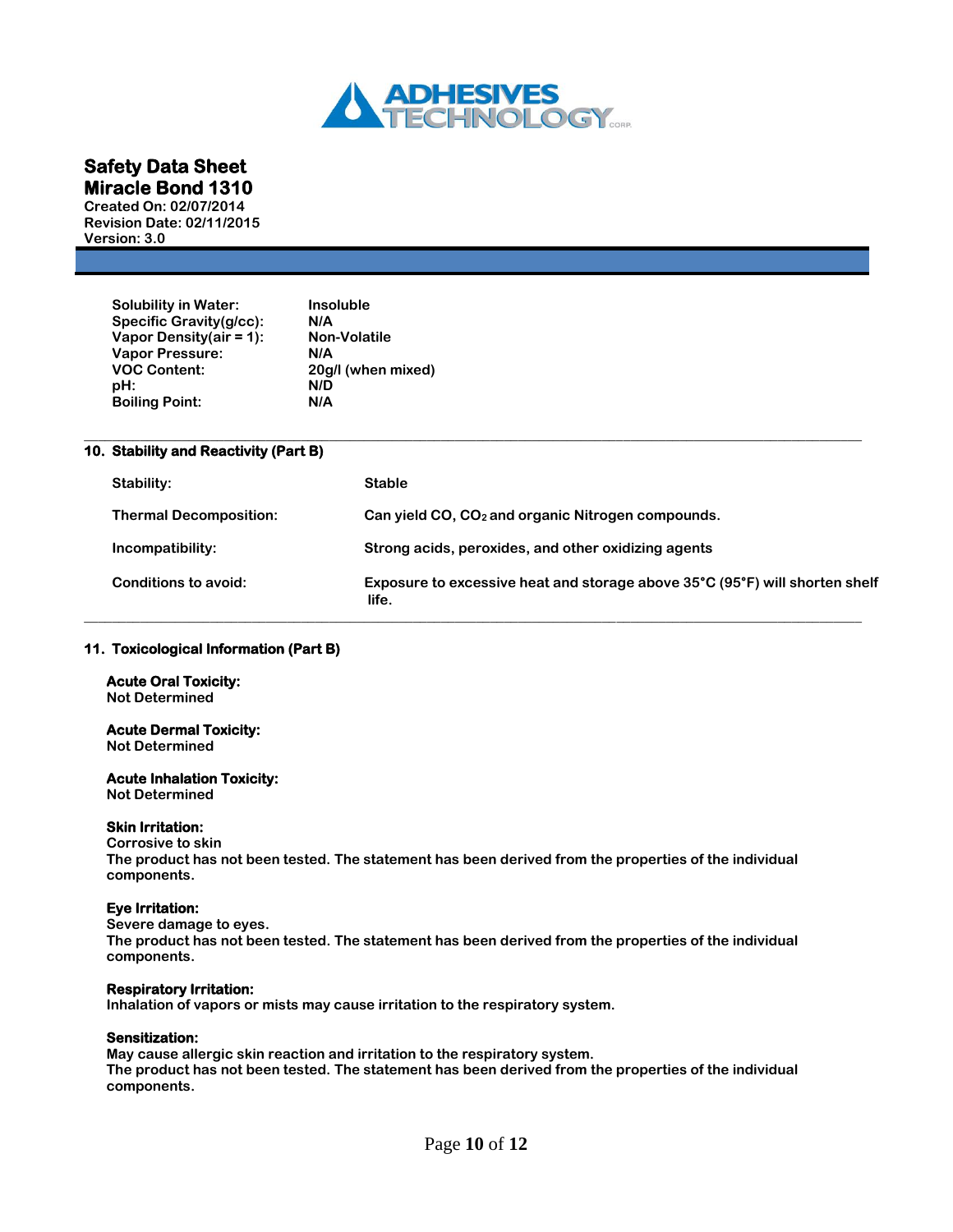**Safety Data Sheet**
**Miracle Bond 1310**
**Created On: 02/07/2014**
**Revision Date: 02/11/2015**
**Version: 3.0**

| | |
|---|---|
| **Solubility in Water:** | **Insoluble** |
| **Specific Gravity(g/cc):** | **N/A** |
| **Vapor Density(air = 1):** | **Non-Volatile** |
| **Vapor Pressure:** | **N/A** |
| **VOC Content:** | **20g/l (when mixed)** |
| **pH:** | **N/D** |
| **Boiling Point:** | **N/A** |

## 10. Stability and Reactivity (Part B)

| | |
|---|---|
| **Stability:** | **Stable** |
| **Thermal Decomposition:** | **Can yield CO, $CO_2$ and organic Nitrogen compounds.** |
| **Incompatibility:** | **Strong acids, peroxides, and other oxidizing agents** |
| **Conditions to avoid:** | **Exposure to excessive heat and storage above 35°C (95°F) will shorten shelf life.** |

## 11. Toxicological Information (Part B)

**Acute Oral Toxicity:**
**Not Determined**

**Acute Dermal Toxicity:**
**Not Determined**

**Acute Inhalation Toxicity:**
**Not Determined**

**Skin Irritation:**
**Corrosive to skin**
**The product has not been tested. The statement has been derived from the properties of the individual components.**

**Eye Irritation:**
**Severe damage to eyes.**
**The product has not been tested. The statement has been derived from the properties of the individual components.**

**Respiratory Irritation:**
**Inhalation of vapors or mists may cause irritation to the respiratory system.**

**Sensitization:**
**May cause allergic skin reaction and irritation to the respiratory system.**
**The product has not been tested. The statement has been derived from the properties of the individual components.**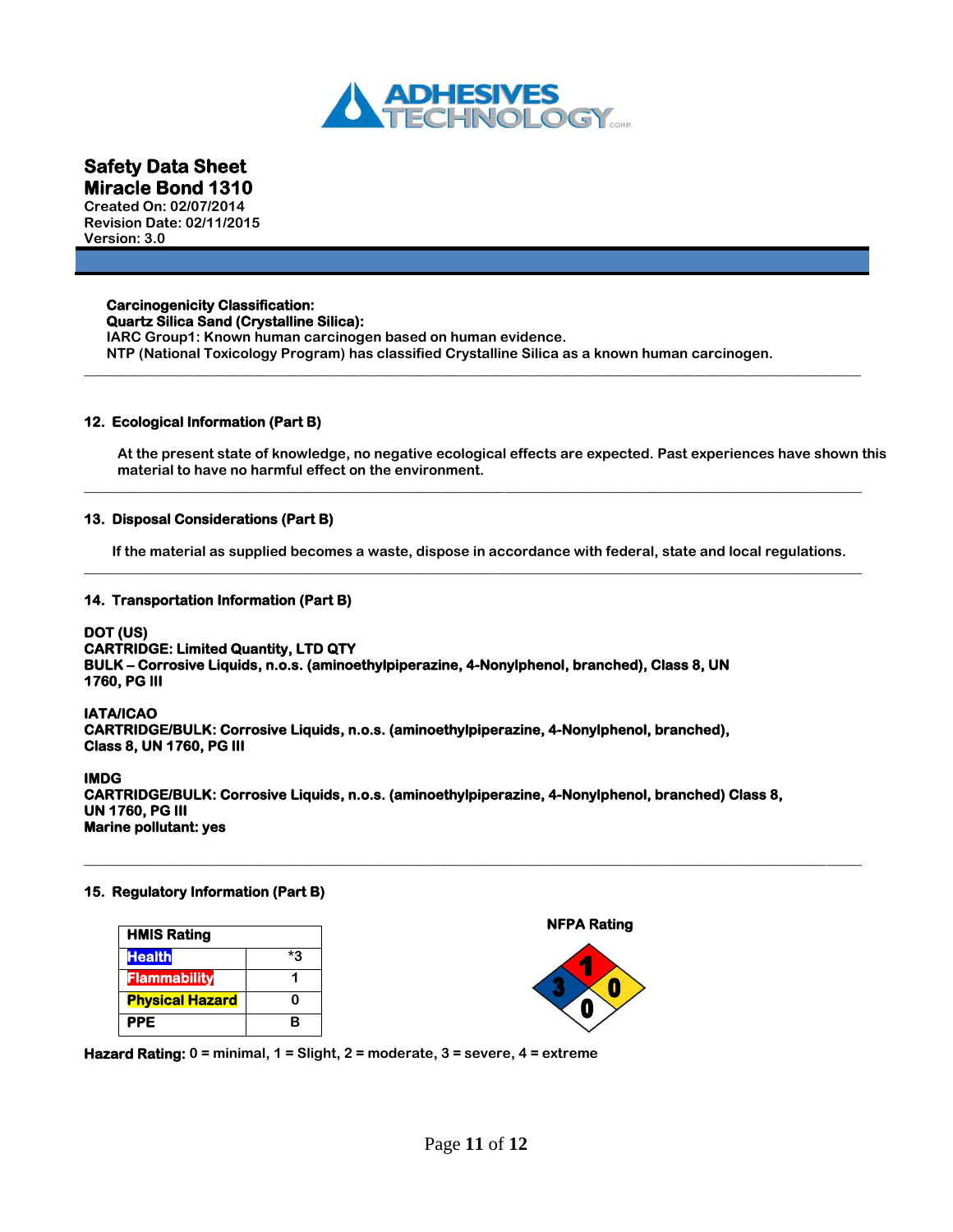**Safety Data Sheet**
**Miracle Bond 1310**
**Created On: 02/07/2014**
**Revision Date: 02/11/2015**
**Version: 3.0**

**Carcinogenicity Classification:**
**Quartz Silica Sand (Crystalline Silica):**
IARC Group1: Known human carcinogen based on human evidence.
NTP (National Toxicology Program) has classified Crystalline Silica as a known human carcinogen.

---

## 12. Ecological Information (Part B)

At the present state of knowledge, no negative ecological effects are expected. Past experiences have shown this material to have no harmful effect on the environment.

---

## 13. Disposal Considerations (Part B)

If the material as supplied becomes a waste, dispose in accordance with federal, state and local regulations.

---

## 14. Transportation Information (Part B)

**DOT (US)**
**CARTRIDGE: Limited Quantity, LTD QTY**
**BULK – Corrosive Liquids, n.o.s. (aminoethylpiperazine, 4-Nonylphenol, branched), Class 8, UN 1760, PG III**

**IATA/ICAO**
**CARTRIDGE/BULK: Corrosive Liquids, n.o.s. (aminoethylpiperazine, 4-Nonylphenol, branched), Class 8, UN 1760, PG III**

**IMDG**
**CARTRIDGE/BULK: Corrosive Liquids, n.o.s. (aminoethylpiperazine, 4-Nonylphenol, branched) Class 8, UN 1760, PG III**
**Marine pollutant: yes**

---

## 15. Regulatory Information (Part B)

| HMIS Rating | |
|---|---|
| Health | *3 |
| Flammability | 1 |
| Physical Hazard | 0 |
| PPE | B |

**NFPA Rating**

Health: 3, Flammability: 1, Instability: 0, Special: 0

**Hazard Rating:** 0 = minimal, 1 = Slight, 2 = moderate, 3 = severe, 4 = extreme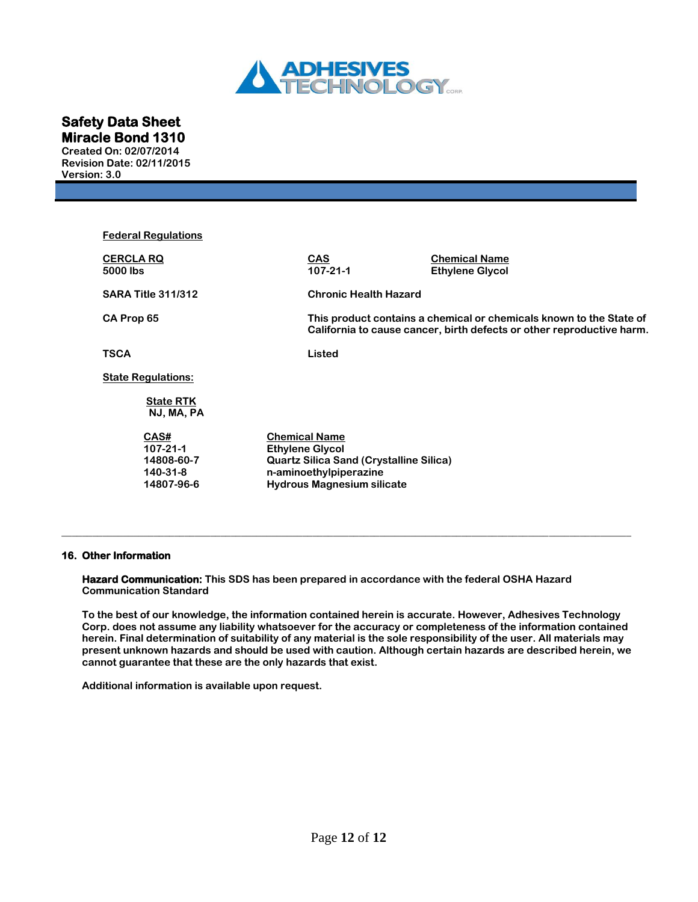**Federal Regulations**

| CERCLA RQ | CAS | Chemical Name |
| --- | --- | --- |
| 5000 lbs | 107-21-1 | Ethylene Glycol |

**SARA Title 311/312** — **Chronic Health Hazard**

**CA Prop 65** — **This product contains a chemical or chemicals known to the State of California to cause cancer, birth defects or other reproductive harm.**

**TSCA** — **Listed**

**State Regulations:**

**State RTK**
**NJ, MA, PA**

| CAS# | Chemical Name |
| --- | --- |
| 107-21-1 | Ethylene Glycol |
| 14808-60-7 | Quartz Silica Sand (Crystalline Silica) |
| 140-31-8 | n-aminoethylpiperazine |
| 14807-96-6 | Hydrous Magnesium silicate |

## 16. Other Information

**Hazard Communication:** This SDS has been prepared in accordance with the federal OSHA Hazard Communication Standard

To the best of our knowledge, the information contained herein is accurate. However, Adhesives Technology Corp. does not assume any liability whatsoever for the accuracy or completeness of the information contained herein. Final determination of suitability of any material is the sole responsibility of the user. All materials may present unknown hazards and should be used with caution. Although certain hazards are described herein, we cannot guarantee that these are the only hazards that exist.

Additional information is available upon request.